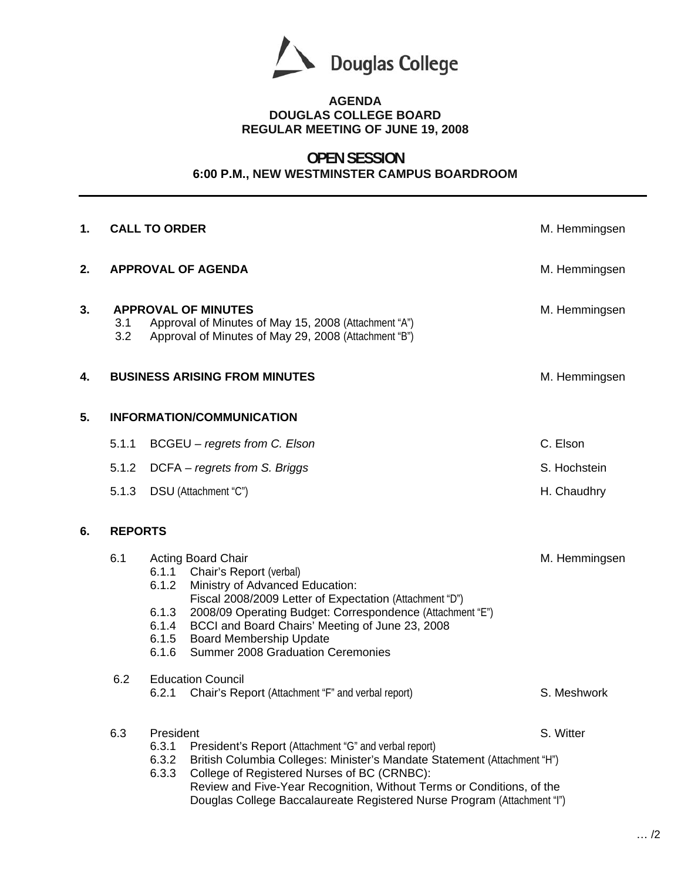Douglas College

**AGENDA**
**DOUGLAS COLLEGE BOARD**
**REGULAR MEETING OF JUNE 19, 2008**

## OPEN SESSION

**6:00 P.M., NEW WESTMINSTER CAMPUS BOARDROOM**

---

**1. CALL TO ORDER** — M. Hemmingsen

**2. APPROVAL OF AGENDA** — M. Hemmingsen

**3. APPROVAL OF MINUTES** — M. Hemmingsen

- 3.1 Approval of Minutes of May 15, 2008 (Attachment "A")
- 3.2 Approval of Minutes of May 29, 2008 (Attachment "B")

**4. BUSINESS ARISING FROM MINUTES** — M. Hemmingsen

**5. INFORMATION/COMMUNICATION**

- 5.1.1 BCGEU – *regrets from C. Elson* — C. Elson
- 5.1.2 DCFA – *regrets from S. Briggs* — S. Hochstein
- 5.1.3 DSU (Attachment "C") — H. Chaudhry

**6. REPORTS**

- 6.1 Acting Board Chair — M. Hemmingsen
  - 6.1.1 Chair's Report (verbal)
  - 6.1.2 Ministry of Advanced Education: Fiscal 2008/2009 Letter of Expectation (Attachment "D")
  - 6.1.3 2008/09 Operating Budget: Correspondence (Attachment "E")
  - 6.1.4 BCCI and Board Chairs' Meeting of June 23, 2008
  - 6.1.5 Board Membership Update
  - 6.1.6 Summer 2008 Graduation Ceremonies

- 6.2 Education Council
  - 6.2.1 Chair's Report (Attachment "F" and verbal report) — S. Meshwork

- 6.3 President — S. Witter
  - 6.3.1 President's Report (Attachment "G" and verbal report)
  - 6.3.2 British Columbia Colleges: Minister's Mandate Statement (Attachment "H")
  - 6.3.3 College of Registered Nurses of BC (CRNBC): Review and Five-Year Recognition, Without Terms or Conditions, of the Douglas College Baccalaureate Registered Nurse Program (Attachment "I")

… /2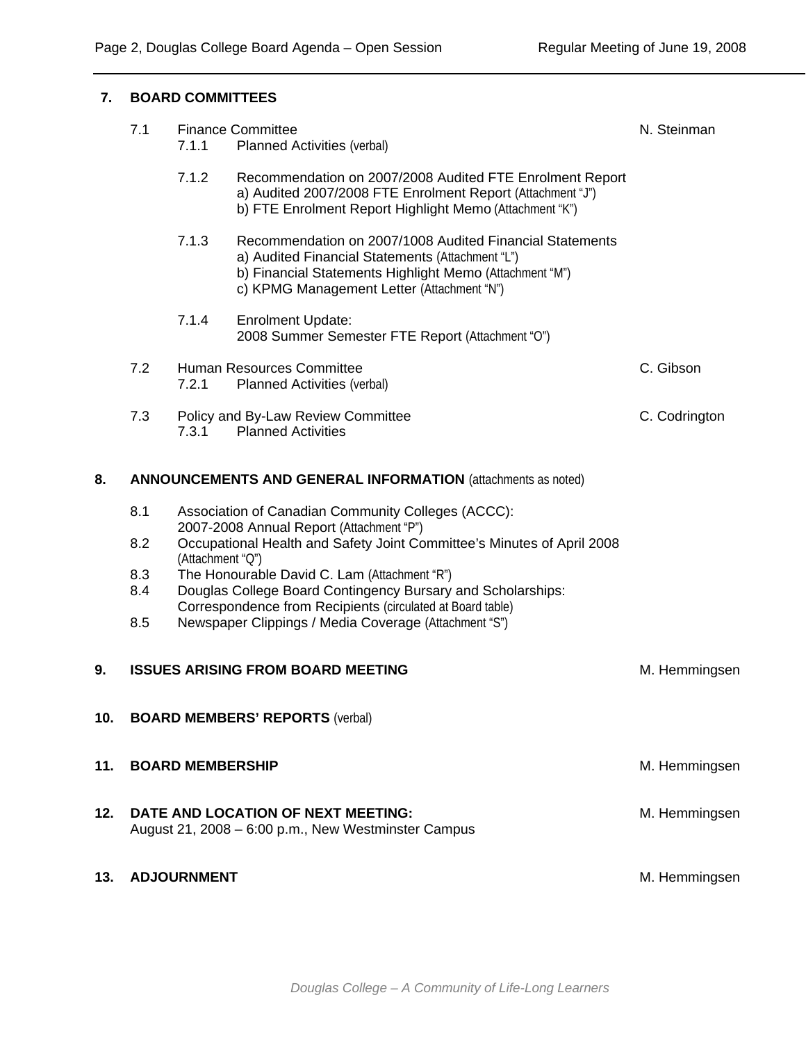## 7. BOARD COMMITTEES

7.1 Finance Committee — N. Steinman

- 7.1.1 Planned Activities (verbal)
- 7.1.2 Recommendation on 2007/2008 Audited FTE Enrolment Report
  - a) Audited 2007/2008 FTE Enrolment Report (Attachment "J")
  - b) FTE Enrolment Report Highlight Memo (Attachment "K")
- 7.1.3 Recommendation on 2007/1008 Audited Financial Statements
  - a) Audited Financial Statements (Attachment "L")
  - b) Financial Statements Highlight Memo (Attachment "M")
  - c) KPMG Management Letter (Attachment "N")
- 7.1.4 Enrolment Update:
  2008 Summer Semester FTE Report (Attachment "O")

7.2 Human Resources Committee — C. Gibson

- 7.2.1 Planned Activities (verbal)

7.3 Policy and By-Law Review Committee — C. Codrington

- 7.3.1 Planned Activities

## 8. ANNOUNCEMENTS AND GENERAL INFORMATION (attachments as noted)

- 8.1 Association of Canadian Community Colleges (ACCC):
  2007-2008 Annual Report (Attachment "P")
- 8.2 Occupational Health and Safety Joint Committee's Minutes of April 2008 (Attachment "Q")
- 8.3 The Honourable David C. Lam (Attachment "R")
- 8.4 Douglas College Board Contingency Bursary and Scholarships:
  Correspondence from Recipients (circulated at Board table)
- 8.5 Newspaper Clippings / Media Coverage (Attachment "S")

## 9. ISSUES ARISING FROM BOARD MEETING — M. Hemmingsen

## 10. BOARD MEMBERS' REPORTS (verbal)

## 11. BOARD MEMBERSHIP — M. Hemmingsen

## 12. DATE AND LOCATION OF NEXT MEETING: — M. Hemmingsen

August 21, 2008 – 6:00 p.m., New Westminster Campus

## 13. ADJOURNMENT — M. Hemmingsen

*Douglas College – A Community of Life-Long Learners*